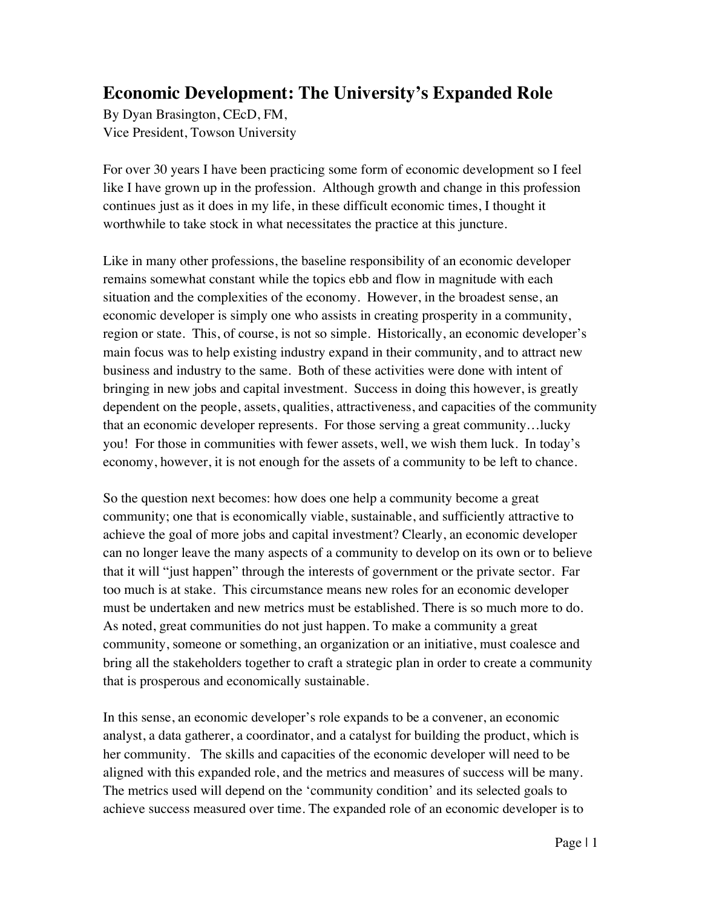# Economic Development: The University's Expanded Role

By Dyan Brasington, CEcD, FM,
Vice President, Towson University

For over 30 years I have been practicing some form of economic development so I feel like I have grown up in the profession. Although growth and change in this profession continues just as it does in my life, in these difficult economic times, I thought it worthwhile to take stock in what necessitates the practice at this juncture.

Like in many other professions, the baseline responsibility of an economic developer remains somewhat constant while the topics ebb and flow in magnitude with each situation and the complexities of the economy. However, in the broadest sense, an economic developer is simply one who assists in creating prosperity in a community, region or state. This, of course, is not so simple. Historically, an economic developer's main focus was to help existing industry expand in their community, and to attract new business and industry to the same. Both of these activities were done with intent of bringing in new jobs and capital investment. Success in doing this however, is greatly dependent on the people, assets, qualities, attractiveness, and capacities of the community that an economic developer represents. For those serving a great community…lucky you! For those in communities with fewer assets, well, we wish them luck. In today's economy, however, it is not enough for the assets of a community to be left to chance.

So the question next becomes: how does one help a community become a great community; one that is economically viable, sustainable, and sufficiently attractive to achieve the goal of more jobs and capital investment? Clearly, an economic developer can no longer leave the many aspects of a community to develop on its own or to believe that it will "just happen" through the interests of government or the private sector. Far too much is at stake. This circumstance means new roles for an economic developer must be undertaken and new metrics must be established. There is so much more to do. As noted, great communities do not just happen. To make a community a great community, someone or something, an organization or an initiative, must coalesce and bring all the stakeholders together to craft a strategic plan in order to create a community that is prosperous and economically sustainable.

In this sense, an economic developer's role expands to be a convener, an economic analyst, a data gatherer, a coordinator, and a catalyst for building the product, which is her community. The skills and capacities of the economic developer will need to be aligned with this expanded role, and the metrics and measures of success will be many. The metrics used will depend on the 'community condition' and its selected goals to achieve success measured over time. The expanded role of an economic developer is to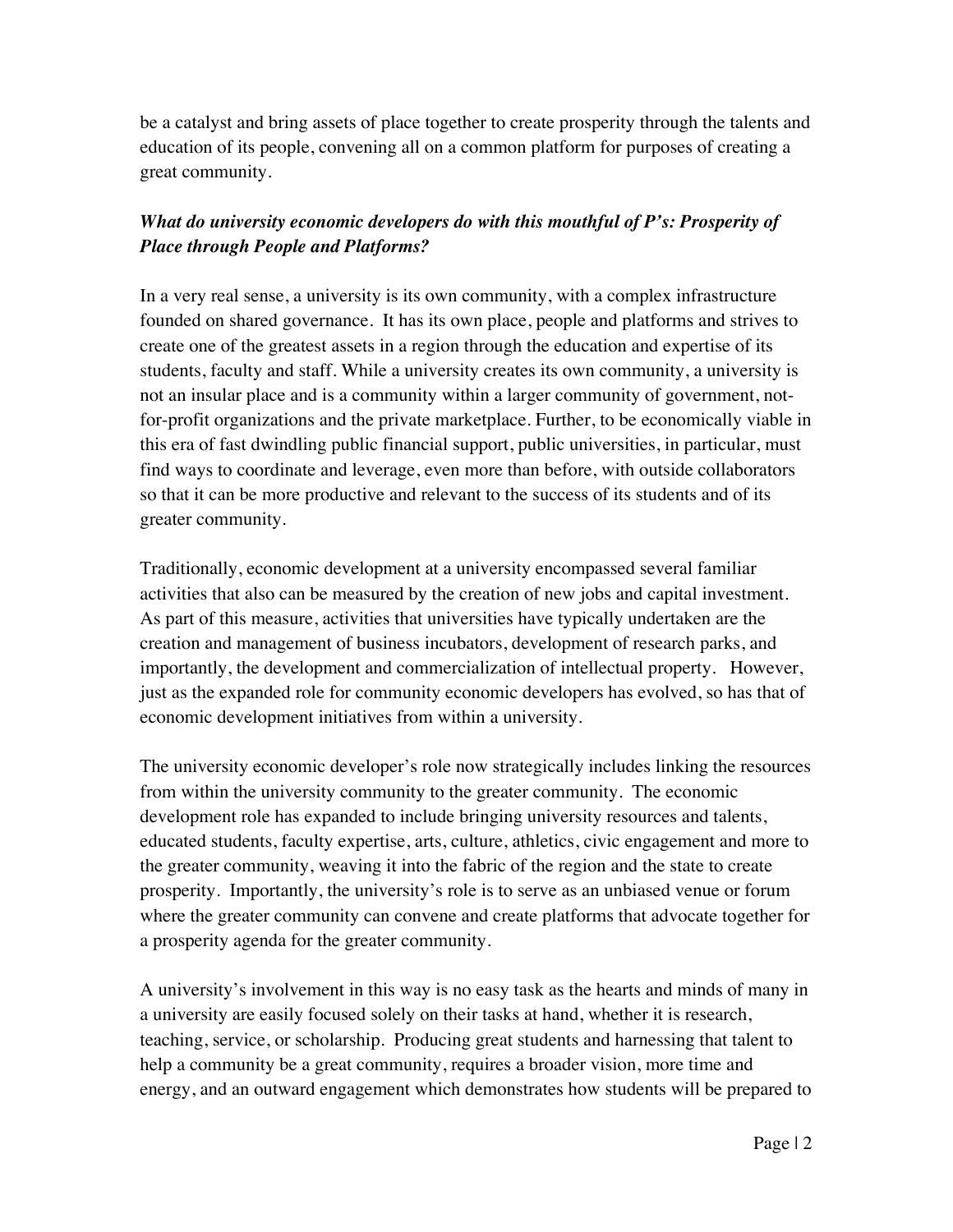be a catalyst and bring assets of place together to create prosperity through the talents and education of its people, convening all on a common platform for purposes of creating a great community.

***What do university economic developers do with this mouthful of P's: Prosperity of Place through People and Platforms?***

In a very real sense, a university is its own community, with a complex infrastructure founded on shared governance. It has its own place, people and platforms and strives to create one of the greatest assets in a region through the education and expertise of its students, faculty and staff. While a university creates its own community, a university is not an insular place and is a community within a larger community of government, not-for-profit organizations and the private marketplace. Further, to be economically viable in this era of fast dwindling public financial support, public universities, in particular, must find ways to coordinate and leverage, even more than before, with outside collaborators so that it can be more productive and relevant to the success of its students and of its greater community.

Traditionally, economic development at a university encompassed several familiar activities that also can be measured by the creation of new jobs and capital investment. As part of this measure, activities that universities have typically undertaken are the creation and management of business incubators, development of research parks, and importantly, the development and commercialization of intellectual property. However, just as the expanded role for community economic developers has evolved, so has that of economic development initiatives from within a university.

The university economic developer's role now strategically includes linking the resources from within the university community to the greater community. The economic development role has expanded to include bringing university resources and talents, educated students, faculty expertise, arts, culture, athletics, civic engagement and more to the greater community, weaving it into the fabric of the region and the state to create prosperity. Importantly, the university's role is to serve as an unbiased venue or forum where the greater community can convene and create platforms that advocate together for a prosperity agenda for the greater community.

A university's involvement in this way is no easy task as the hearts and minds of many in a university are easily focused solely on their tasks at hand, whether it is research, teaching, service, or scholarship. Producing great students and harnessing that talent to help a community be a great community, requires a broader vision, more time and energy, and an outward engagement which demonstrates how students will be prepared to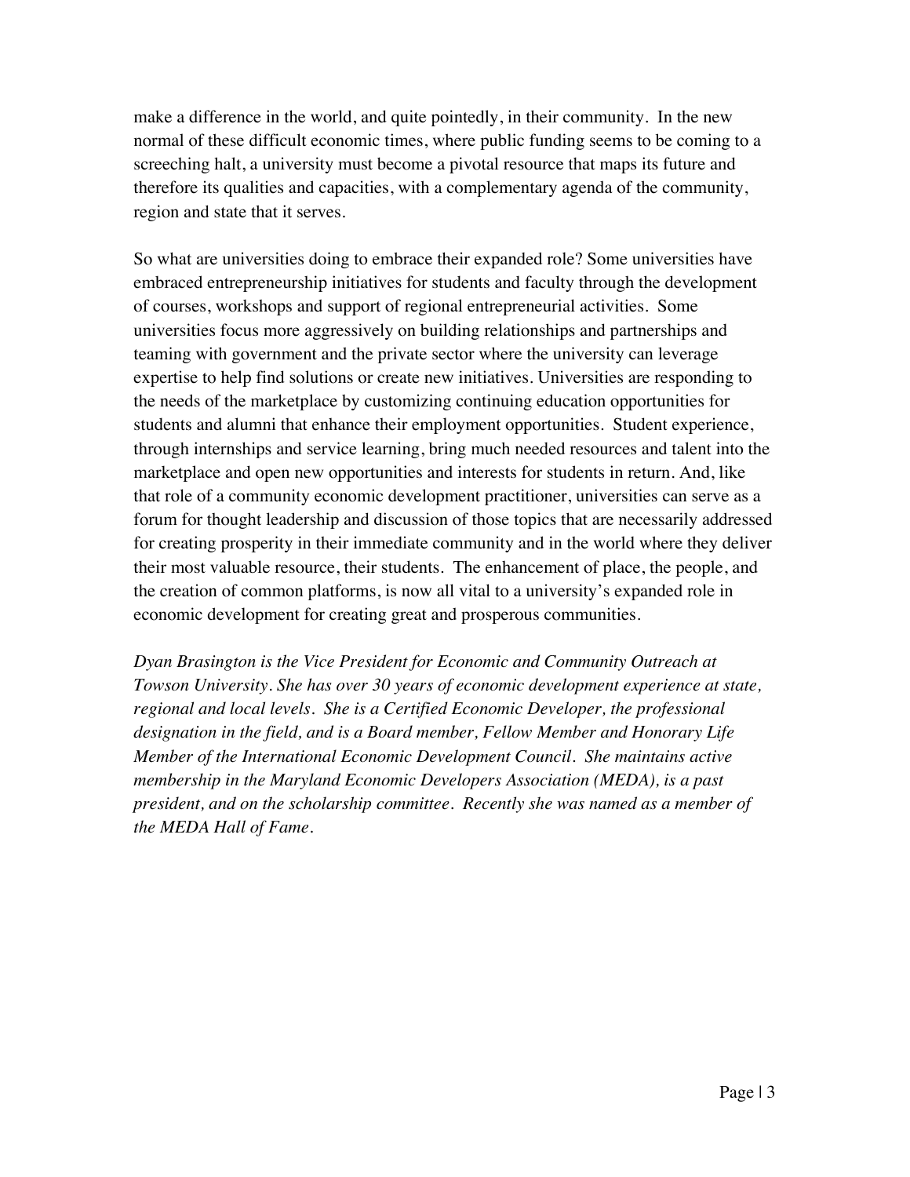make a difference in the world, and quite pointedly, in their community. In the new normal of these difficult economic times, where public funding seems to be coming to a screeching halt, a university must become a pivotal resource that maps its future and therefore its qualities and capacities, with a complementary agenda of the community, region and state that it serves.

So what are universities doing to embrace their expanded role? Some universities have embraced entrepreneurship initiatives for students and faculty through the development of courses, workshops and support of regional entrepreneurial activities. Some universities focus more aggressively on building relationships and partnerships and teaming with government and the private sector where the university can leverage expertise to help find solutions or create new initiatives. Universities are responding to the needs of the marketplace by customizing continuing education opportunities for students and alumni that enhance their employment opportunities. Student experience, through internships and service learning, bring much needed resources and talent into the marketplace and open new opportunities and interests for students in return. And, like that role of a community economic development practitioner, universities can serve as a forum for thought leadership and discussion of those topics that are necessarily addressed for creating prosperity in their immediate community and in the world where they deliver their most valuable resource, their students. The enhancement of place, the people, and the creation of common platforms, is now all vital to a university's expanded role in economic development for creating great and prosperous communities.

*Dyan Brasington is the Vice President for Economic and Community Outreach at Towson University. She has over 30 years of economic development experience at state, regional and local levels. She is a Certified Economic Developer, the professional designation in the field, and is a Board member, Fellow Member and Honorary Life Member of the International Economic Development Council. She maintains active membership in the Maryland Economic Developers Association (MEDA), is a past president, and on the scholarship committee. Recently she was named as a member of the MEDA Hall of Fame.*